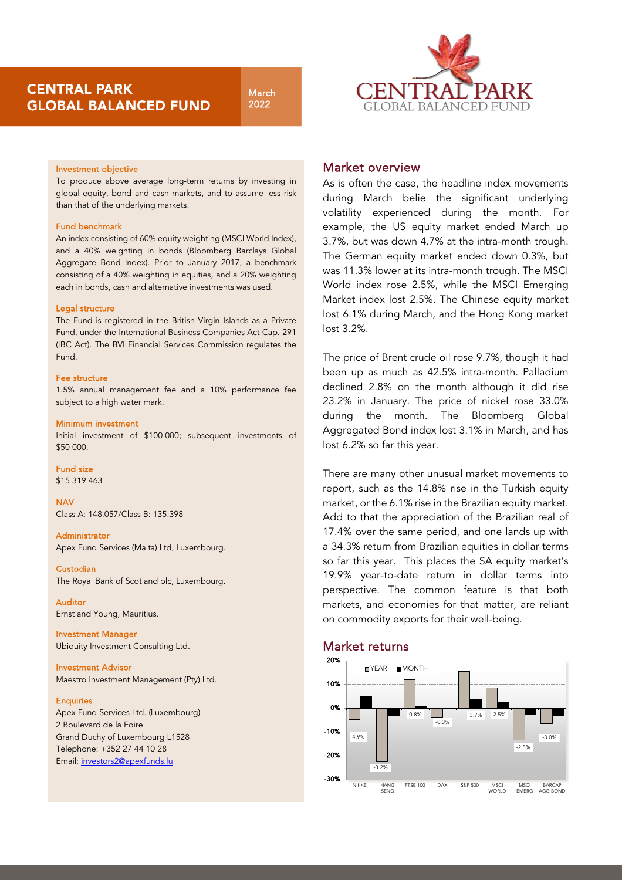# CENTRAL PARK GLOBAL BALANCED FUND

March 2022

#### Investment objective

To produce above average long-term returns by investing in global equity, bond and cash markets, and to assume less risk than that of the underlying markets.

#### Fund benchmark

An index consisting of 60% equity weighting (MSCI World Index), and a 40% weighting in bonds (Bloomberg Barclays Global Aggregate Bond Index). Prior to January 2017, a benchmark consisting of a 40% weighting in equities, and a 20% weighting each in bonds, cash and alternative investments was used.

#### Legal structure

The Fund is registered in the British Virgin Islands as a Private Fund, under the International Business Companies Act Cap. 291 (IBC Act). The BVI Financial Services Commission regulates the Fund.

#### Fee structure

1.5% annual management fee and a 10% performance fee subject to a high water mark.

#### Minimum investment

Initial investment of $100 000; subsequent investments of $50 000.

#### Fund size

$15 319 463

#### NAV

Class A: 148.057/Class B: 135.398

#### Administrator

Apex Fund Services (Malta) Ltd, Luxembourg.

#### Custodian

The Royal Bank of Scotland plc, Luxembourg.

#### Auditor

Ernst and Young, Mauritius.

#### Investment Manager

Ubiquity Investment Consulting Ltd.

#### Investment Advisor

Maestro Investment Management (Pty) Ltd.

#### Enquiries

Apex Fund Services Ltd. (Luxembourg)
2 Boulevard de la Foire
Grand Duchy of Luxembourg L1528
Telephone: +352 27 44 10 28
Email: investors2@apexfunds.lu

## Market overview

As is often the case, the headline index movements during March belie the significant underlying volatility experienced during the month. For example, the US equity market ended March up 3.7%, but was down 4.7% at the intra-month trough. The German equity market ended down 0.3%, but was 11.3% lower at its intra-month trough. The MSCI World index rose 2.5%, while the MSCI Emerging Market index lost 2.5%. The Chinese equity market lost 6.1% during March, and the Hong Kong market lost 3.2%.

The price of Brent crude oil rose 9.7%, though it had been up as much as 42.5% intra-month. Palladium declined 2.8% on the month although it did rise 23.2% in January. The price of nickel rose 33.0% during the month. The Bloomberg Global Aggregated Bond index lost 3.1% in March, and has lost 6.2% so far this year.

There are many other unusual market movements to report, such as the 14.8% rise in the Turkish equity market, or the 6.1% rise in the Brazilian equity market. Add to that the appreciation of the Brazilian real of 17.4% over the same period, and one lands up with a 34.3% return from Brazilian equities in dollar terms so far this year. This places the SA equity market's 19.9% year-to-date return in dollar terms into perspective. The common feature is that both markets, and economies for that matter, are reliant on commodity exports for their well-being.

## Market returns

| Index | Month |
|---|---|
| NIKKEI | 4.9% |
| HANG SENG | -3.2% |
| FTSE 100 | 0.8% |
| DAX | -0.3% |
| S&P 500 | 3.7% |
| MSCI WORLD | 2.5% |
| MSCI EMERG | -2.5% |
| BARCAP AGG BOND | -3.0% |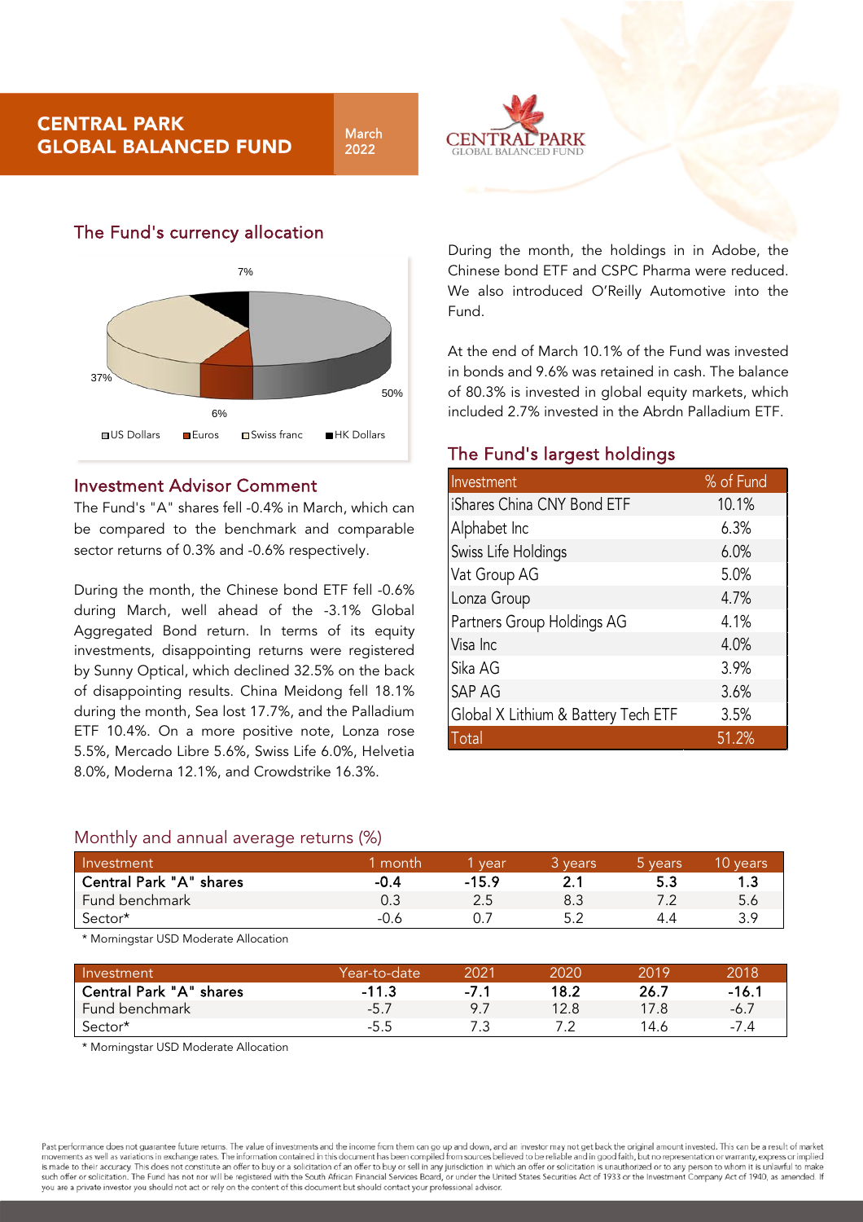# CENTRAL PARK GLOBAL BALANCED FUND

March 2022

## The Fund's currency allocation

7%

37%

6%

50%

US Dollars
Euros
Swiss franc
HK Dollars

## Investment Advisor Comment

The Fund's "A" shares fell -0.4% in March, which can be compared to the benchmark and comparable sector returns of 0.3% and -0.6% respectively.

During the month, the Chinese bond ETF fell -0.6% during March, well ahead of the -3.1% Global Aggregated Bond return. In terms of its equity investments, disappointing returns were registered by Sunny Optical, which declined 32.5% on the back of disappointing results. China Meidong fell 18.1% during the month, Sea lost 17.7%, and the Palladium ETF 10.4%. On a more positive note, Lonza rose 5.5%, Mercado Libre 5.6%, Swiss Life 6.0%, Helvetia 8.0%, Moderna 12.1%, and Crowdstrike 16.3%.

During the month, the holdings in in Adobe, the Chinese bond ETF and CSPC Pharma were reduced. We also introduced O'Reilly Automotive into the Fund.

At the end of March 10.1% of the Fund was invested in bonds and 9.6% was retained in cash. The balance of 80.3% is invested in global equity markets, which included 2.7% invested in the Abrdn Palladium ETF.

## The Fund's largest holdings

| Investment | % of Fund |
| --- | --- |
| iShares China CNY Bond ETF | 10.1% |
| Alphabet Inc | 6.3% |
| Swiss Life Holdings | 6.0% |
| Vat Group AG | 5.0% |
| Lonza Group | 4.7% |
| Partners Group Holdings AG | 4.1% |
| Visa Inc | 4.0% |
| Sika AG | 3.9% |
| SAP AG | 3.6% |
| Global X Lithium & Battery Tech ETF | 3.5% |
| Total | 51.2% |

## Monthly and annual average returns (%)

| Investment | 1 month | 1 year | 3 years | 5 years | 10 years |
| --- | --- | --- | --- | --- | --- |
| **Central Park "A" shares** | **-0.4** | **-15.9** | **2.1** | **5.3** | **1.3** |
| Fund benchmark | 0.3 | 2.5 | 8.3 | 7.2 | 5.6 |
| Sector* | -0.6 | 0.7 | 5.2 | 4.4 | 3.9 |

* Morningstar USD Moderate Allocation

| Investment | Year-to-date | 2021 | 2020 | 2019 | 2018 |
| --- | --- | --- | --- | --- | --- |
| **Central Park "A" shares** | **-11.3** | **-7.1** | **18.2** | **26.7** | **-16.1** |
| Fund benchmark | -5.7 | 9.7 | 12.8 | 17.8 | -6.7 |
| Sector* | -5.5 | 7.3 | 7.2 | 14.6 | -7.4 |

* Morningstar USD Moderate Allocation

Past performance does not guarantee future returns. The value of investments and the income from them can go up and down, and an investor may not get back the original amount invested. This can be a result of market movements as well as variations in exchange rates. The information contained in this document has been compiled from sources believed to be reliable and in good faith, but no representation or warranty, express or implied is made to their accuracy. This does not constitute an offer to buy or a solicitation of an offer to buy or sell in any jurisdiction in which an offer or solicitation is unauthorized or to any person to whom it is unlawful to make such offer or solicitation. The Fund has not nor will be registered with the South African Financial Services Board, or under the United States Securities Act of 1933 or the Investment Company Act of 1940, as amended. If you are a private investor you should not act or rely on the content of this document but should contact your professional advisor.